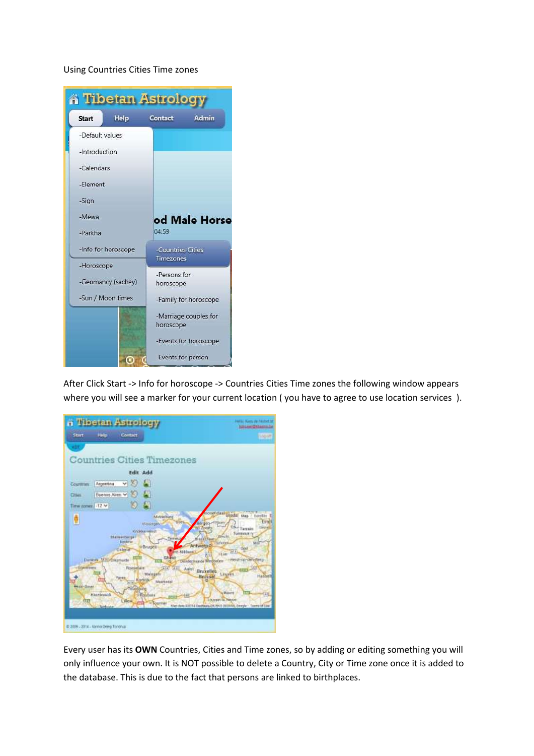Using Countries Cities Time zones

After Click Start -> Info for horoscope -> Countries Cities Time zones the following window appears where you will see a marker for your current location ( you have to agree to use location services ).

Every user has its **OWN** Countries, Cities and Time zones, so by adding or editing something you will only influence your own. It is NOT possible to delete a Country, City or Time zone once it is added to the database. This is due to the fact that persons are linked to birthplaces.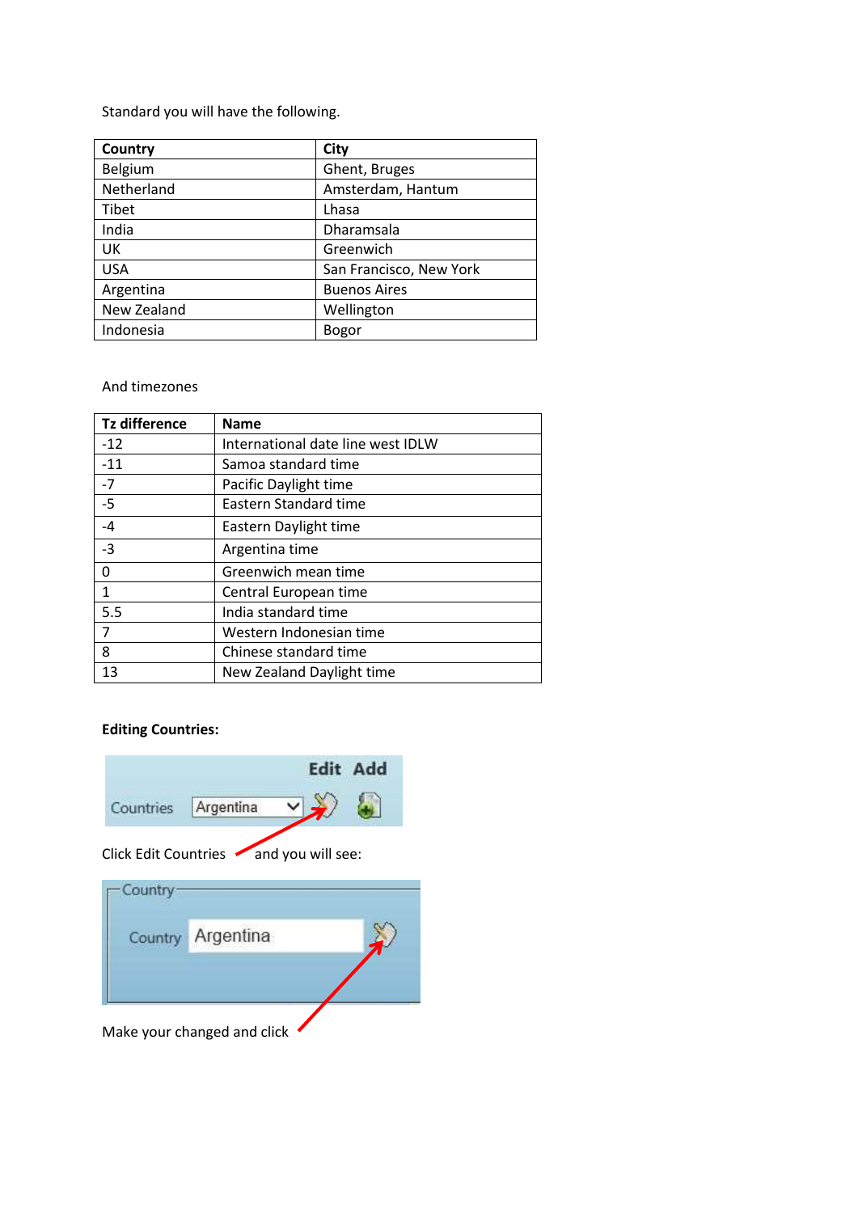Standard you will have the following.

| Country | City |
| --- | --- |
| Belgium | Ghent, Bruges |
| Netherland | Amsterdam, Hantum |
| Tibet | Lhasa |
| India | Dharamsala |
| UK | Greenwich |
| USA | San Francisco, New York |
| Argentina | Buenos Aires |
| New Zealand | Wellington |
| Indonesia | Bogor |

And timezones

| Tz difference | Name |
| --- | --- |
| -12 | International date line west IDLW |
| -11 | Samoa standard time |
| -7 | Pacific Daylight time |
| -5 | Eastern Standard time |
| -4 | Eastern Daylight time |
| -3 | Argentina time |
| 0 | Greenwich mean time |
| 1 | Central European time |
| 5.5 | India standard time |
| 7 | Western Indonesian time |
| 8 | Chinese standard time |
| 13 | New Zealand Daylight time |

**Editing Countries:**

Edit Add

Countries Argentina

Click Edit Countries and you will see:

Country

Country Argentina

Make your changed and click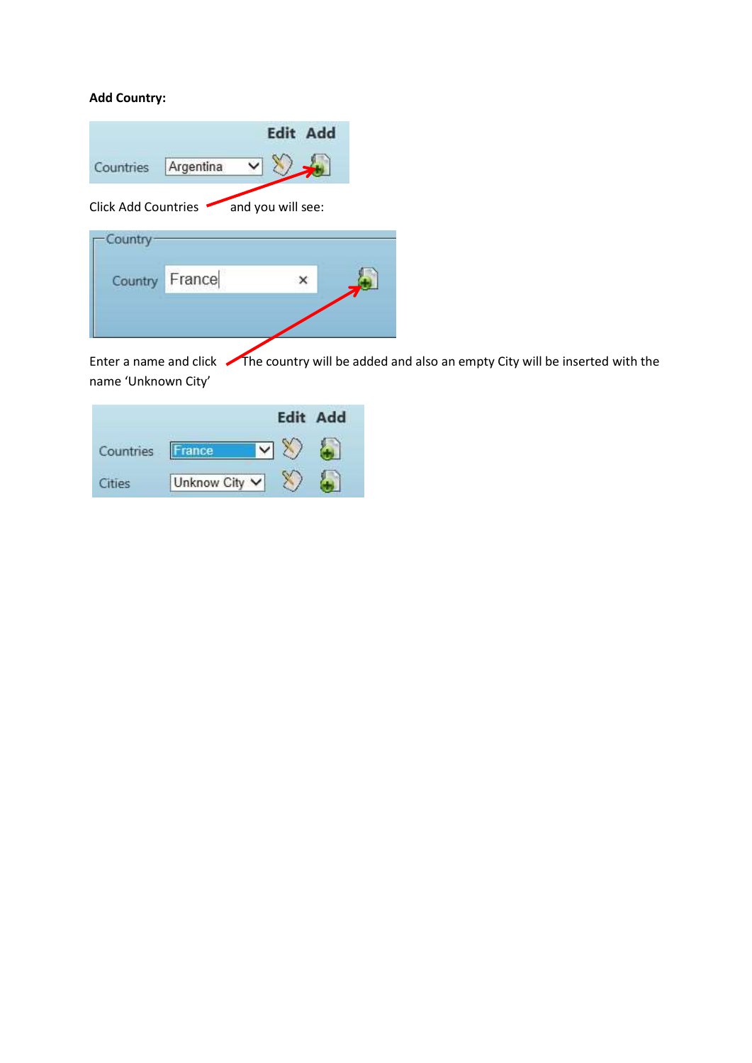**Add Country:**

Click Add Countries and you will see:

Enter a name and click The country will be added and also an empty City will be inserted with the name 'Unknown City'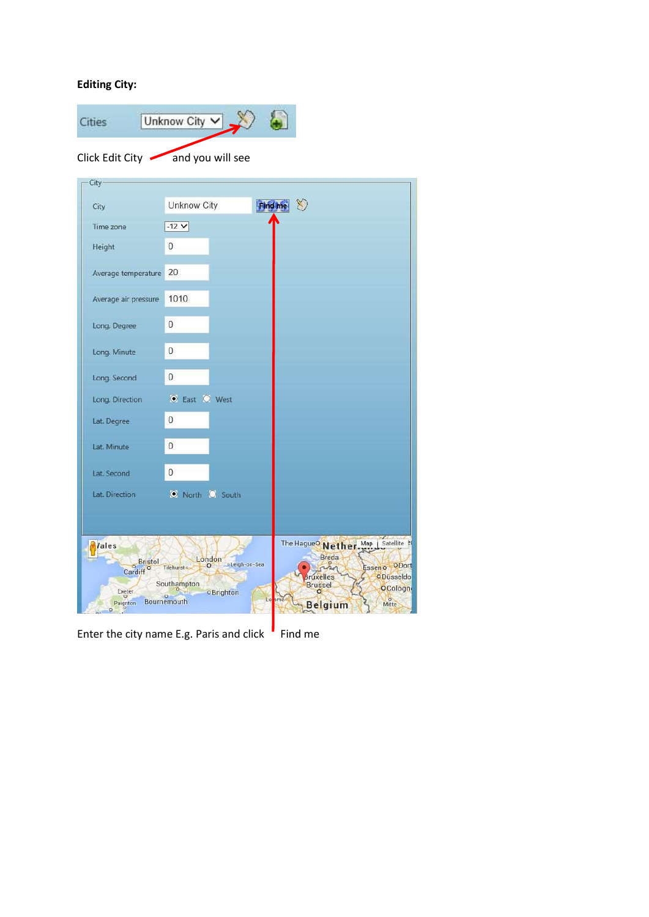**Editing City:**

Click Edit City and you will see

Enter the city name E.g. Paris and click Find me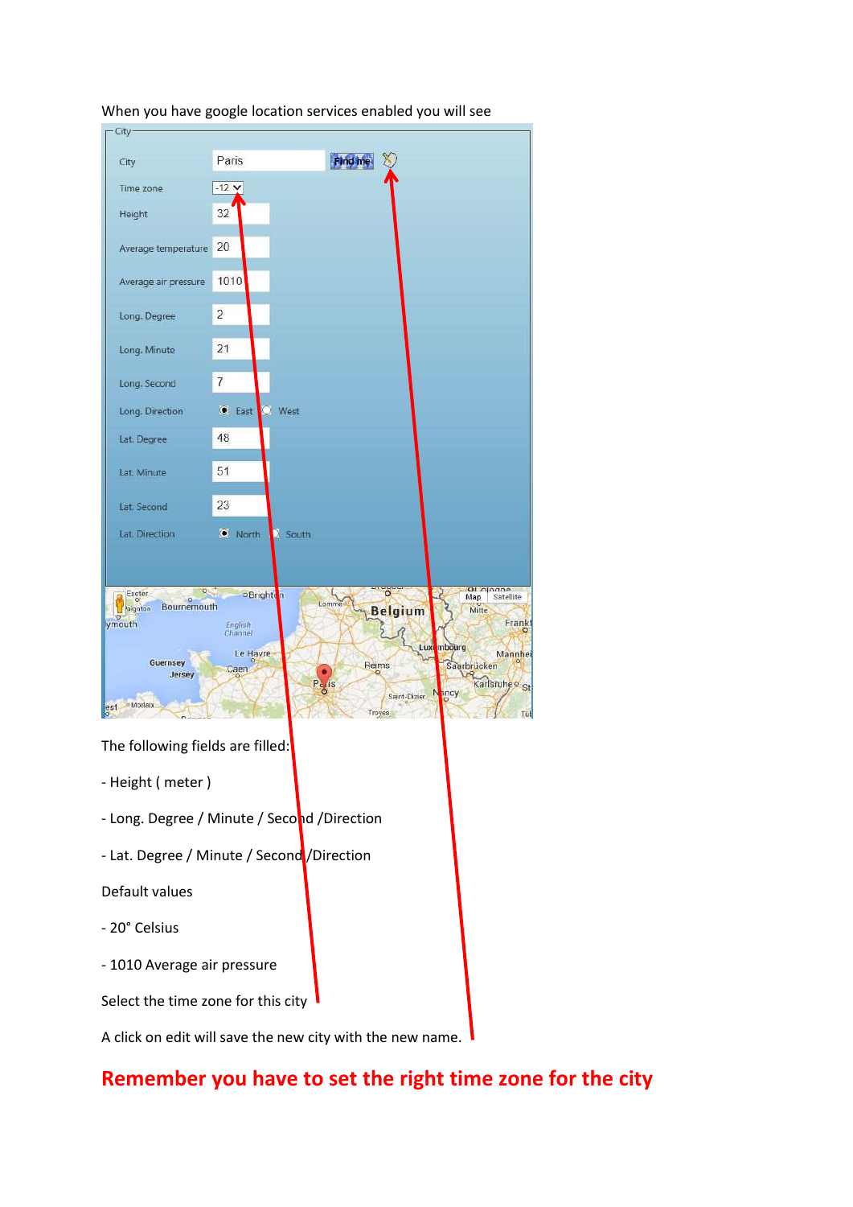When you have google location services enabled you will see

The following fields are filled:

- Height ( meter )

- Long. Degree / Minute / Second /Direction

- Lat. Degree / Minute / Second /Direction

Default values

- 20° Celsius

- 1010 Average air pressure

Select the time zone for this city

A click on edit will save the new city with the new name.

**Remember you have to set the right time zone for the city**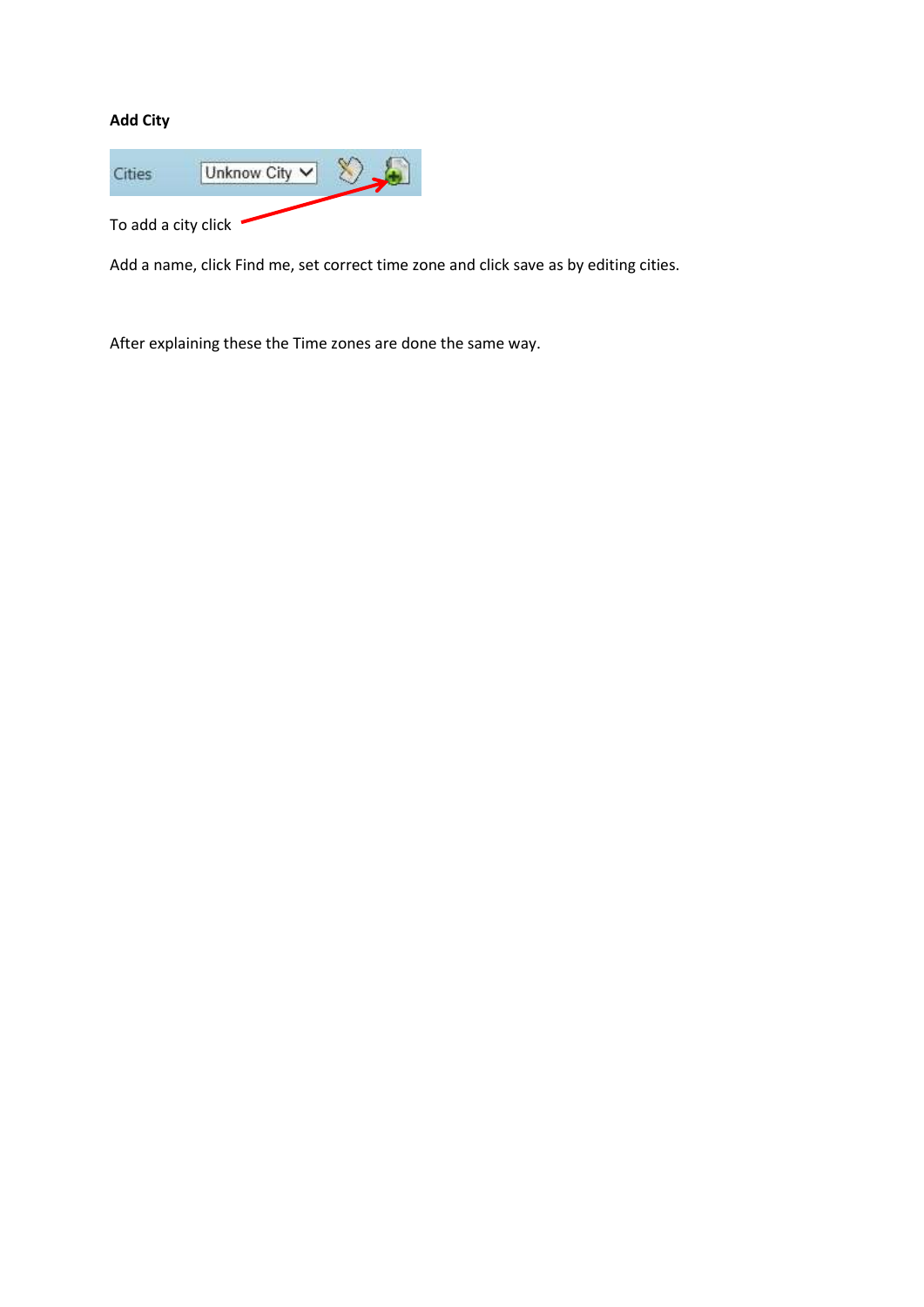**Add City**

Cities Unknow City

To add a city click

Add a name, click Find me, set correct time zone and click save as by editing cities.

After explaining these the Time zones are done the same way.